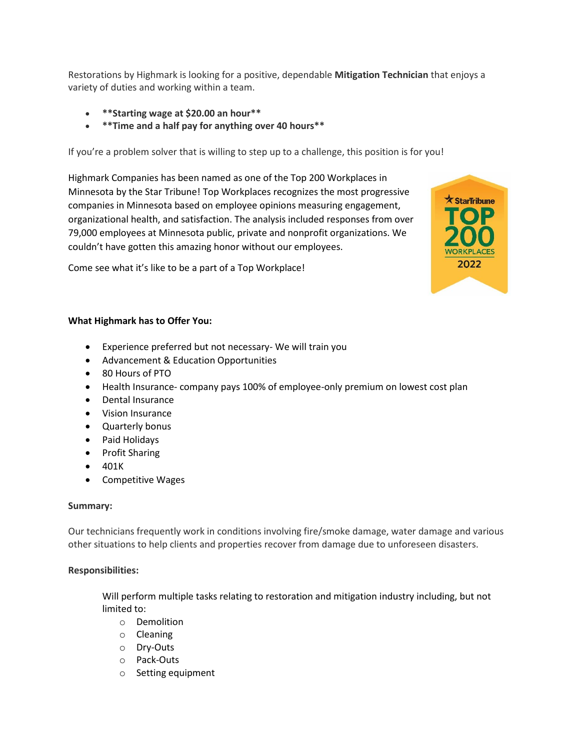Restorations by Highmark is looking for a positive, dependable **Mitigation Technician** that enjoys a variety of duties and working within a team.

- ****Starting wage at $20.00 an hour****
- ****Time and a half pay for anything over 40 hours****

If you're a problem solver that is willing to step up to a challenge, this position is for you!

Highmark Companies has been named as one of the Top 200 Workplaces in Minnesota by the Star Tribune! Top Workplaces recognizes the most progressive companies in Minnesota based on employee opinions measuring engagement, organizational health, and satisfaction. The analysis included responses from over 79,000 employees at Minnesota public, private and nonprofit organizations. We couldn't have gotten this amazing honor without our employees.

Come see what it's like to be a part of a Top Workplace!

**What Highmark has to Offer You:**

- Experience preferred but not necessary- We will train you
- Advancement & Education Opportunities
- 80 Hours of PTO
- Health Insurance- company pays 100% of employee-only premium on lowest cost plan
- Dental Insurance
- Vision Insurance
- Quarterly bonus
- Paid Holidays
- Profit Sharing
- 401K
- Competitive Wages

**Summary:**

Our technicians frequently work in conditions involving fire/smoke damage, water damage and various other situations to help clients and properties recover from damage due to unforeseen disasters.

**Responsibilities:**

Will perform multiple tasks relating to restoration and mitigation industry including, but not limited to:

- Demolition
- Cleaning
- Dry-Outs
- Pack-Outs
- Setting equipment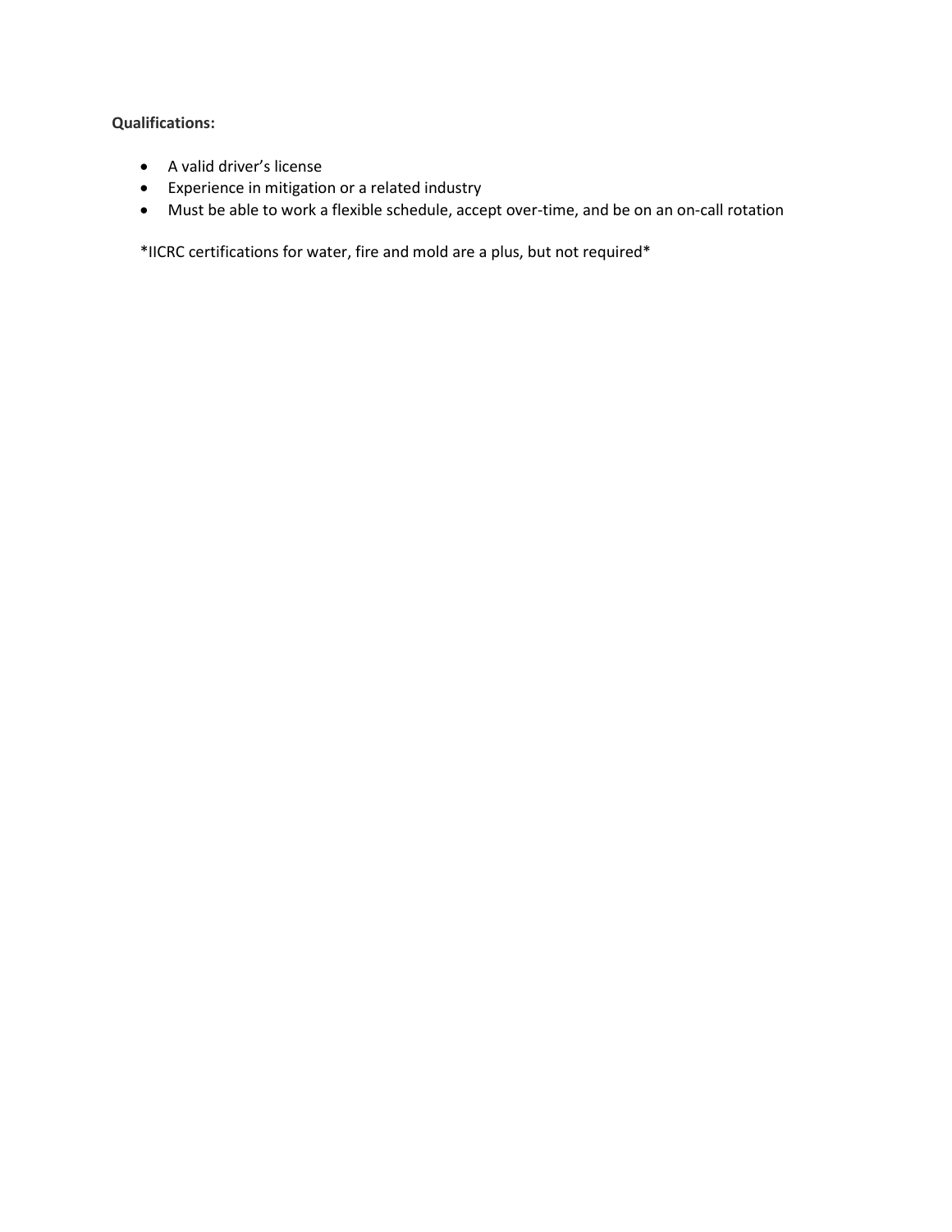**Qualifications:**

- A valid driver's license
- Experience in mitigation or a related industry
- Must be able to work a flexible schedule, accept over-time, and be on an on-call rotation

*IICRC certifications for water, fire and mold are a plus, but not required*